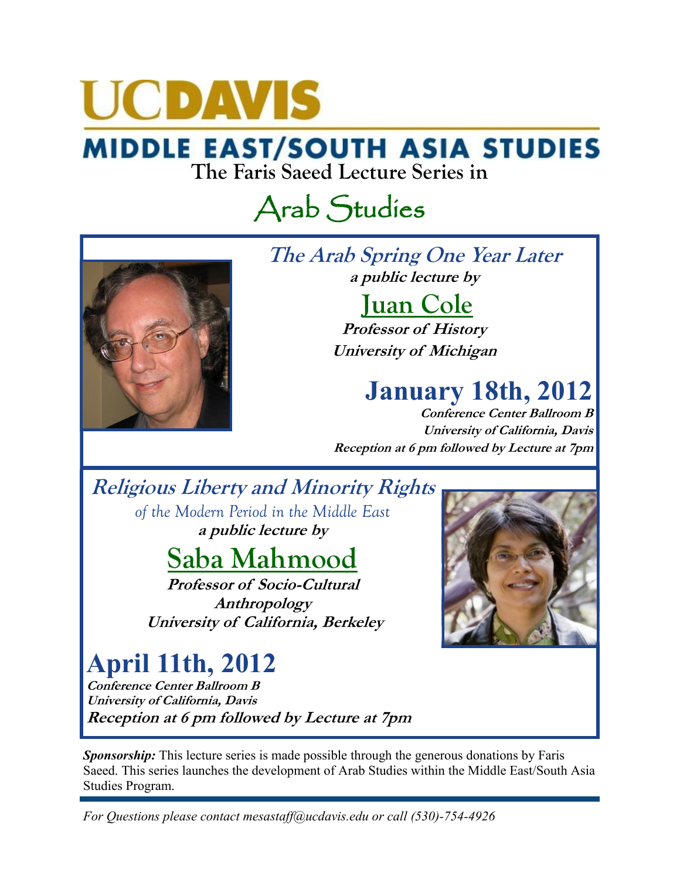# UCDAVIS

## MIDDLE EAST/SOUTH ASIA STUDIES

### The Faris Saeed Lecture Series in

# Arab Studies

## *The Arab Spring One Year Later*

***a public lecture by***

## Juan Cole

***Professor of History***

***University of Michigan***

## January 18th, 2012

***Conference Center Ballroom B***

***University of California, Davis***

***Reception at 6 pm followed by Lecture at 7pm***

## *Religious Liberty and Minority Rights*

*of the Modern Period in the Middle East*

***a public lecture by***

## Saba Mahmood

***Professor of Socio-Cultural Anthropology***

***University of California, Berkeley***

## April 11th, 2012

***Conference Center Ballroom B***

***University of California, Davis***

***Reception at 6 pm followed by Lecture at 7pm***

***Sponsorship:*** This lecture series is made possible through the generous donations by Faris Saeed. This series launches the development of Arab Studies within the Middle East/South Asia Studies Program.

*For Questions please contact mesastaff@ucdavis.edu or call (530)-754-4926*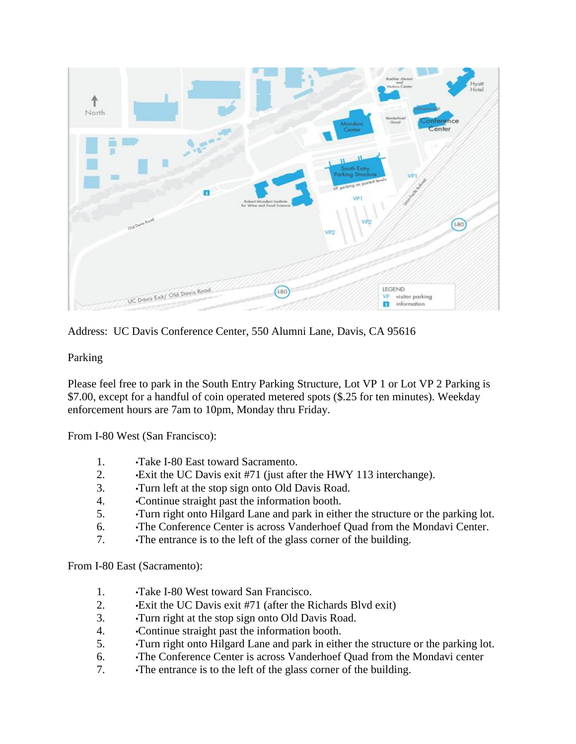North

Buehler Alumni and Visitors Center

Hyatt Hotel

Mondavi Center

Vanderhoef Quad

Conference Center

South Entry Parking Structure

VP parking on posted levels

VP1

VP1

VP2

VP2

Robert Mondavi Institute for Wine and Food Science

Old Davis Road

Union Pacific Railroad

I-80

I-80

UC Davis Exit/ Old Davis Road

LEGEND

VP visitor parking

information

Address: UC Davis Conference Center, 550 Alumni Lane, Davis, CA 95616

Parking

Please feel free to park in the South Entry Parking Structure, Lot VP 1 or Lot VP 2 Parking is $7.00, except for a handful of coin operated metered spots ($.25 for ten minutes). Weekday enforcement hours are 7am to 10pm, Monday thru Friday.

From I-80 West (San Francisco):

1. •Take I-80 East toward Sacramento.
2. •Exit the UC Davis exit #71 (just after the HWY 113 interchange).
3. •Turn left at the stop sign onto Old Davis Road.
4. •Continue straight past the information booth.
5. •Turn right onto Hilgard Lane and park in either the structure or the parking lot.
6. •The Conference Center is across Vanderhoef Quad from the Mondavi Center.
7. •The entrance is to the left of the glass corner of the building.

From I-80 East (Sacramento):

1. •Take I-80 West toward San Francisco.
2. •Exit the UC Davis exit #71 (after the Richards Blvd exit)
3. •Turn right at the stop sign onto Old Davis Road.
4. •Continue straight past the information booth.
5. •Turn right onto Hilgard Lane and park in either the structure or the parking lot.
6. •The Conference Center is across Vanderhoef Quad from the Mondavi center
7. •The entrance is to the left of the glass corner of the building.